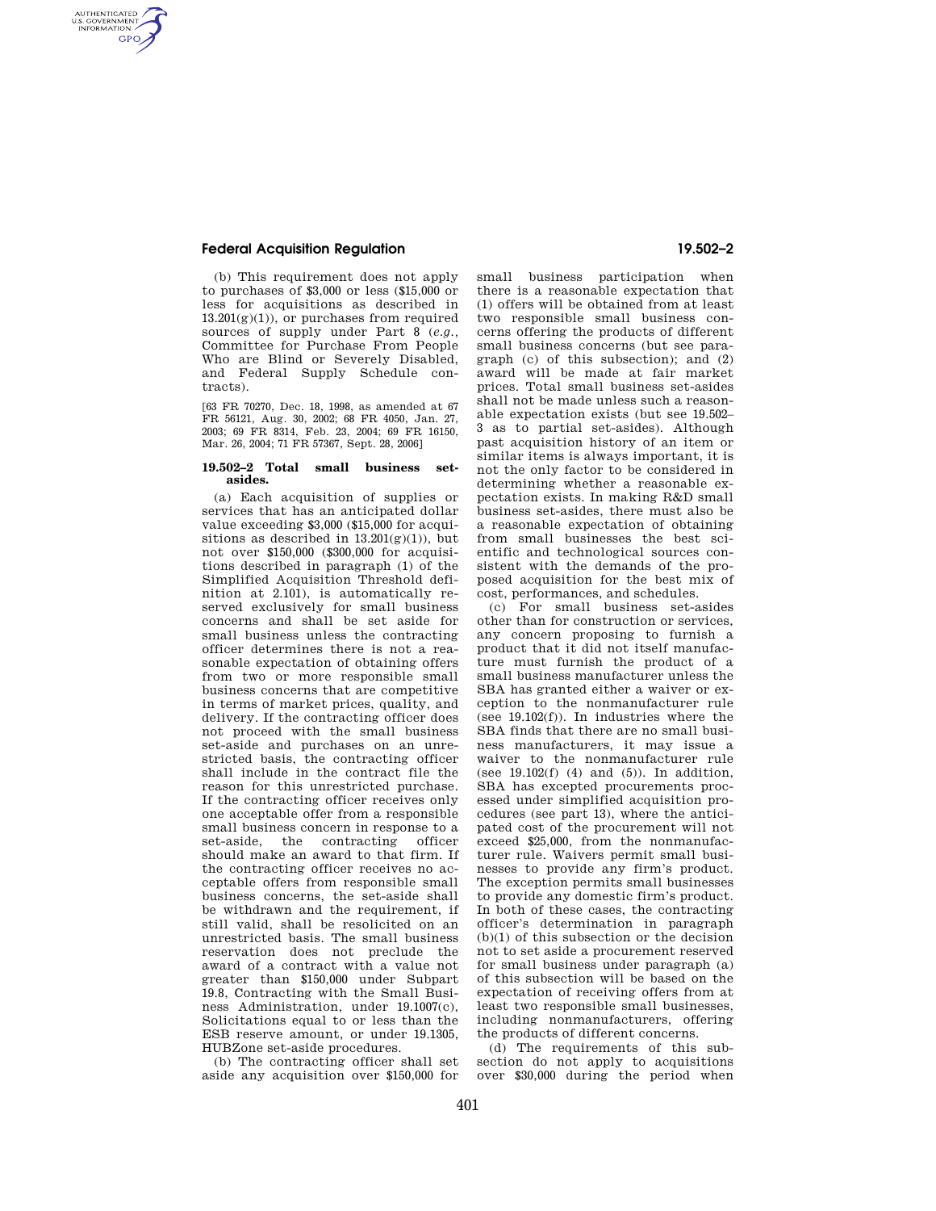(b) This requirement does not apply to purchases of $3,000 or less ($15,000 or less for acquisitions as described in 13.201(g)(1)), or purchases from required sources of supply under Part 8 (*e.g.*, Committee for Purchase From People Who are Blind or Severely Disabled, and Federal Supply Schedule contracts).

[63 FR 70270, Dec. 18, 1998, as amended at 67 FR 56121, Aug. 30, 2002; 68 FR 4050, Jan. 27, 2003; 69 FR 8314, Feb. 23, 2004; 69 FR 16150, Mar. 26, 2004; 71 FR 57367, Sept. 28, 2006]

#### 19.502–2 Total small business set-asides.

(a) Each acquisition of supplies or services that has an anticipated dollar value exceeding $3,000 ($15,000 for acquisitions as described in 13.201(g)(1)), but not over $150,000 ($300,000 for acquisitions described in paragraph (1) of the Simplified Acquisition Threshold definition at 2.101), is automatically reserved exclusively for small business concerns and shall be set aside for small business unless the contracting officer determines there is not a reasonable expectation of obtaining offers from two or more responsible small business concerns that are competitive in terms of market prices, quality, and delivery. If the contracting officer does not proceed with the small business set-aside and purchases on an unrestricted basis, the contracting officer shall include in the contract file the reason for this unrestricted purchase. If the contracting officer receives only one acceptable offer from a responsible small business concern in response to a set-aside, the contracting officer should make an award to that firm. If the contracting officer receives no acceptable offers from responsible small business concerns, the set-aside shall be withdrawn and the requirement, if still valid, shall be resolicited on an unrestricted basis. The small business reservation does not preclude the award of a contract with a value not greater than $150,000 under Subpart 19.8, Contracting with the Small Business Administration, under 19.1007(c), Solicitations equal to or less than the ESB reserve amount, or under 19.1305, HUBZone set-aside procedures.

(b) The contracting officer shall set aside any acquisition over $150,000 for small business participation when there is a reasonable expectation that (1) offers will be obtained from at least two responsible small business concerns offering the products of different small business concerns (but see paragraph (c) of this subsection); and (2) award will be made at fair market prices. Total small business set-asides shall not be made unless such a reasonable expectation exists (but see 19.502–3 as to partial set-asides). Although past acquisition history of an item or similar items is always important, it is not the only factor to be considered in determining whether a reasonable expectation exists. In making R&D small business set-asides, there must also be a reasonable expectation of obtaining from small businesses the best scientific and technological sources consistent with the demands of the proposed acquisition for the best mix of cost, performances, and schedules.

(c) For small business set-asides other than for construction or services, any concern proposing to furnish a product that it did not itself manufacture must furnish the product of a small business manufacturer unless the SBA has granted either a waiver or exception to the nonmanufacturer rule (see 19.102(f)). In industries where the SBA finds that there are no small business manufacturers, it may issue a waiver to the nonmanufacturer rule (see 19.102(f) (4) and (5)). In addition, SBA has excepted procurements processed under simplified acquisition procedures (see part 13), where the anticipated cost of the procurement will not exceed $25,000, from the nonmanufacturer rule. Waivers permit small businesses to provide any firm's product. The exception permits small businesses to provide any domestic firm's product. In both of these cases, the contracting officer's determination in paragraph (b)(1) of this subsection or the decision not to set aside a procurement reserved for small business under paragraph (a) of this subsection will be based on the expectation of receiving offers from at least two responsible small businesses, including nonmanufacturers, offering the products of different concerns.

(d) The requirements of this subsection do not apply to acquisitions over $30,000 during the period when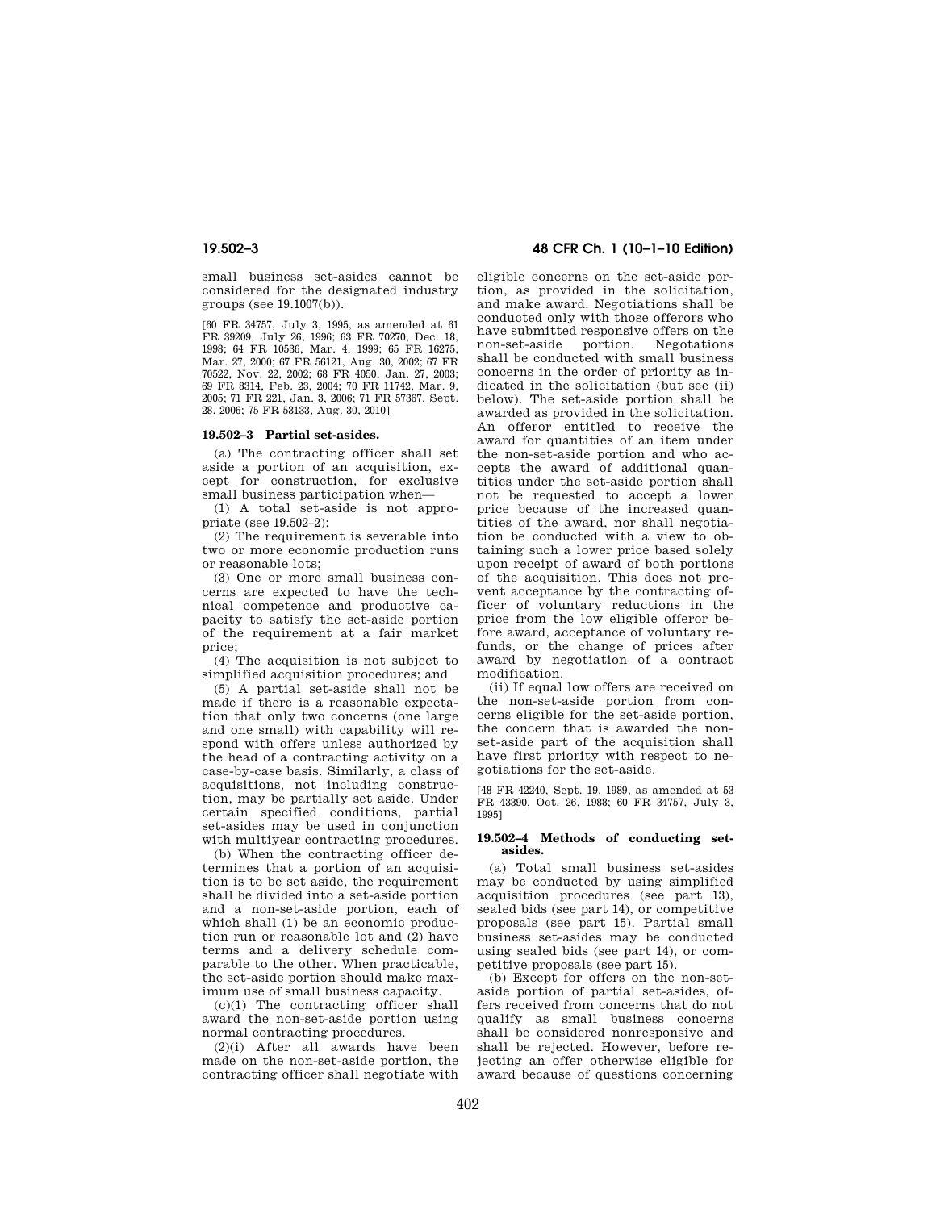small business set-asides cannot be considered for the designated industry groups (see 19.1007(b)).

[60 FR 34757, July 3, 1995, as amended at 61 FR 39209, July 26, 1996; 63 FR 70270, Dec. 18, 1998; 64 FR 10536, Mar. 4, 1999; 65 FR 16275, Mar. 27, 2000; 67 FR 56121, Aug. 30, 2002; 67 FR 70522, Nov. 22, 2002; 68 FR 4050, Jan. 27, 2003; 69 FR 8314, Feb. 23, 2004; 70 FR 11742, Mar. 9, 2005; 71 FR 221, Jan. 3, 2006; 71 FR 57367, Sept. 28, 2006; 75 FR 53133, Aug. 30, 2010]

### 19.502–3 Partial set-asides.

(a) The contracting officer shall set aside a portion of an acquisition, except for construction, for exclusive small business participation when—

(1) A total set-aside is not appropriate (see 19.502–2);

(2) The requirement is severable into two or more economic production runs or reasonable lots;

(3) One or more small business concerns are expected to have the technical competence and productive capacity to satisfy the set-aside portion of the requirement at a fair market price;

(4) The acquisition is not subject to simplified acquisition procedures; and

(5) A partial set-aside shall not be made if there is a reasonable expectation that only two concerns (one large and one small) with capability will respond with offers unless authorized by the head of a contracting activity on a case-by-case basis. Similarly, a class of acquisitions, not including construction, may be partially set aside. Under certain specified conditions, partial set-asides may be used in conjunction with multiyear contracting procedures.

(b) When the contracting officer determines that a portion of an acquisition is to be set aside, the requirement shall be divided into a set-aside portion and a non-set-aside portion, each of which shall (1) be an economic production run or reasonable lot and (2) have terms and a delivery schedule comparable to the other. When practicable, the set-aside portion should make maximum use of small business capacity.

(c)(1) The contracting officer shall award the non-set-aside portion using normal contracting procedures.

(2)(i) After all awards have been made on the non-set-aside portion, the contracting officer shall negotiate with eligible concerns on the set-aside portion, as provided in the solicitation, and make award. Negotiations shall be conducted only with those offerors who have submitted responsive offers on the non-set-aside portion. Negotiations shall be conducted with small business concerns in the order of priority as indicated in the solicitation (but see (ii) below). The set-aside portion shall be awarded as provided in the solicitation. An offeror entitled to receive the award for quantities of an item under the non-set-aside portion and who accepts the award of additional quantities under the set-aside portion shall not be requested to accept a lower price because of the increased quantities of the award, nor shall negotiation be conducted with a view to obtaining such a lower price based solely upon receipt of award of both portions of the acquisition. This does not prevent acceptance by the contracting officer of voluntary reductions in the price from the low eligible offeror before award, acceptance of voluntary refunds, or the change of prices after award by negotiation of a contract modification.

(ii) If equal low offers are received on the non-set-aside portion from concerns eligible for the set-aside portion, the concern that is awarded the non-set-aside part of the acquisition shall have first priority with respect to negotiations for the set-aside.

[48 FR 42240, Sept. 19, 1989, as amended at 53 FR 43390, Oct. 26, 1988; 60 FR 34757, July 3, 1995]

### 19.502–4 Methods of conducting set-asides.

(a) Total small business set-asides may be conducted by using simplified acquisition procedures (see part 13), sealed bids (see part 14), or competitive proposals (see part 15). Partial small business set-asides may be conducted using sealed bids (see part 14), or competitive proposals (see part 15).

(b) Except for offers on the non-set-aside portion of partial set-asides, offers received from concerns that do not qualify as small business concerns shall be considered nonresponsive and shall be rejected. However, before rejecting an offer otherwise eligible for award because of questions concerning